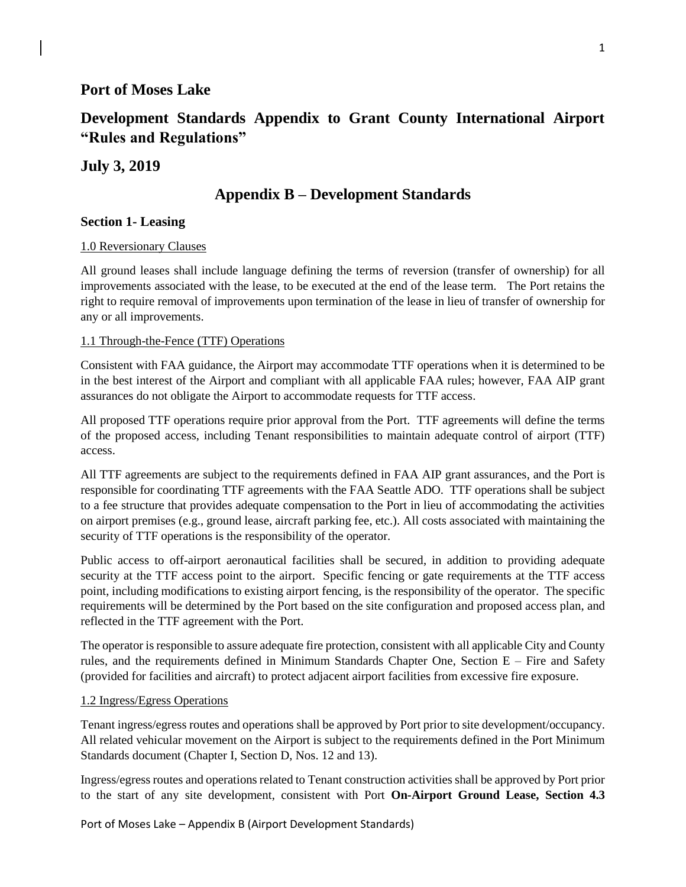# Port of Moses Lake

# Development Standards Appendix to Grant County International Airport "Rules and Regulations"

# July 3, 2019

## Appendix B – Development Standards

### Section 1- Leasing

1.0 Reversionary Clauses

All ground leases shall include language defining the terms of reversion (transfer of ownership) for all improvements associated with the lease, to be executed at the end of the lease term. The Port retains the right to require removal of improvements upon termination of the lease in lieu of transfer of ownership for any or all improvements.

1.1 Through-the-Fence (TTF) Operations

Consistent with FAA guidance, the Airport may accommodate TTF operations when it is determined to be in the best interest of the Airport and compliant with all applicable FAA rules; however, FAA AIP grant assurances do not obligate the Airport to accommodate requests for TTF access.

All proposed TTF operations require prior approval from the Port. TTF agreements will define the terms of the proposed access, including Tenant responsibilities to maintain adequate control of airport (TTF) access.

All TTF agreements are subject to the requirements defined in FAA AIP grant assurances, and the Port is responsible for coordinating TTF agreements with the FAA Seattle ADO. TTF operations shall be subject to a fee structure that provides adequate compensation to the Port in lieu of accommodating the activities on airport premises (e.g., ground lease, aircraft parking fee, etc.). All costs associated with maintaining the security of TTF operations is the responsibility of the operator.

Public access to off-airport aeronautical facilities shall be secured, in addition to providing adequate security at the TTF access point to the airport. Specific fencing or gate requirements at the TTF access point, including modifications to existing airport fencing, is the responsibility of the operator. The specific requirements will be determined by the Port based on the site configuration and proposed access plan, and reflected in the TTF agreement with the Port.

The operator is responsible to assure adequate fire protection, consistent with all applicable City and County rules, and the requirements defined in Minimum Standards Chapter One, Section E – Fire and Safety (provided for facilities and aircraft) to protect adjacent airport facilities from excessive fire exposure.

1.2 Ingress/Egress Operations

Tenant ingress/egress routes and operations shall be approved by Port prior to site development/occupancy. All related vehicular movement on the Airport is subject to the requirements defined in the Port Minimum Standards document (Chapter I, Section D, Nos. 12 and 13).

Ingress/egress routes and operations related to Tenant construction activities shall be approved by Port prior to the start of any site development, consistent with Port **On-Airport Ground Lease, Section 4.3**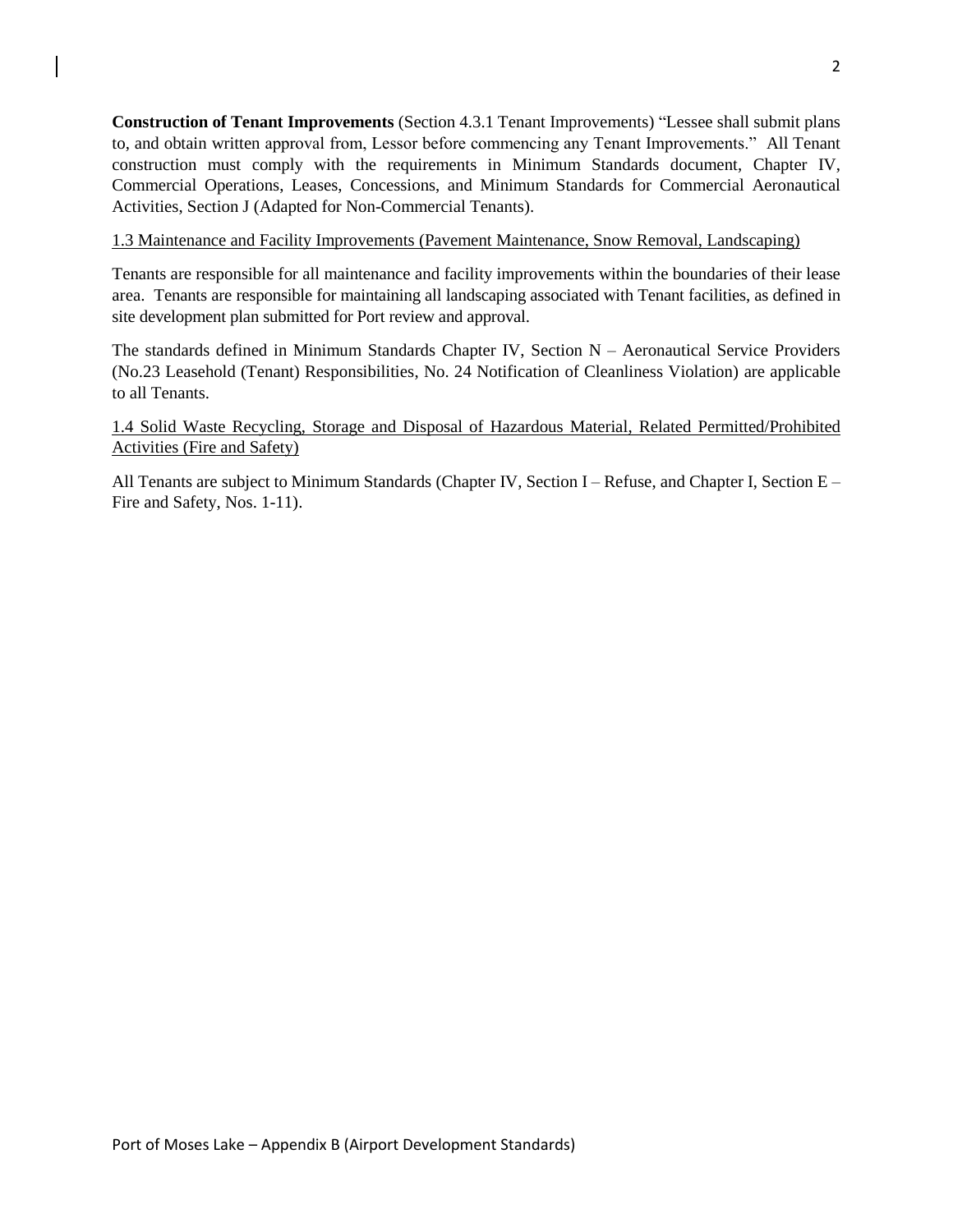**Construction of Tenant Improvements** (Section 4.3.1 Tenant Improvements) "Lessee shall submit plans to, and obtain written approval from, Lessor before commencing any Tenant Improvements." All Tenant construction must comply with the requirements in Minimum Standards document, Chapter IV, Commercial Operations, Leases, Concessions, and Minimum Standards for Commercial Aeronautical Activities, Section J (Adapted for Non-Commercial Tenants).

1.3 Maintenance and Facility Improvements (Pavement Maintenance, Snow Removal, Landscaping)

Tenants are responsible for all maintenance and facility improvements within the boundaries of their lease area. Tenants are responsible for maintaining all landscaping associated with Tenant facilities, as defined in site development plan submitted for Port review and approval.

The standards defined in Minimum Standards Chapter IV, Section N – Aeronautical Service Providers (No.23 Leasehold (Tenant) Responsibilities, No. 24 Notification of Cleanliness Violation) are applicable to all Tenants.

1.4 Solid Waste Recycling, Storage and Disposal of Hazardous Material, Related Permitted/Prohibited Activities (Fire and Safety)

All Tenants are subject to Minimum Standards (Chapter IV, Section I – Refuse, and Chapter I, Section E – Fire and Safety, Nos. 1-11).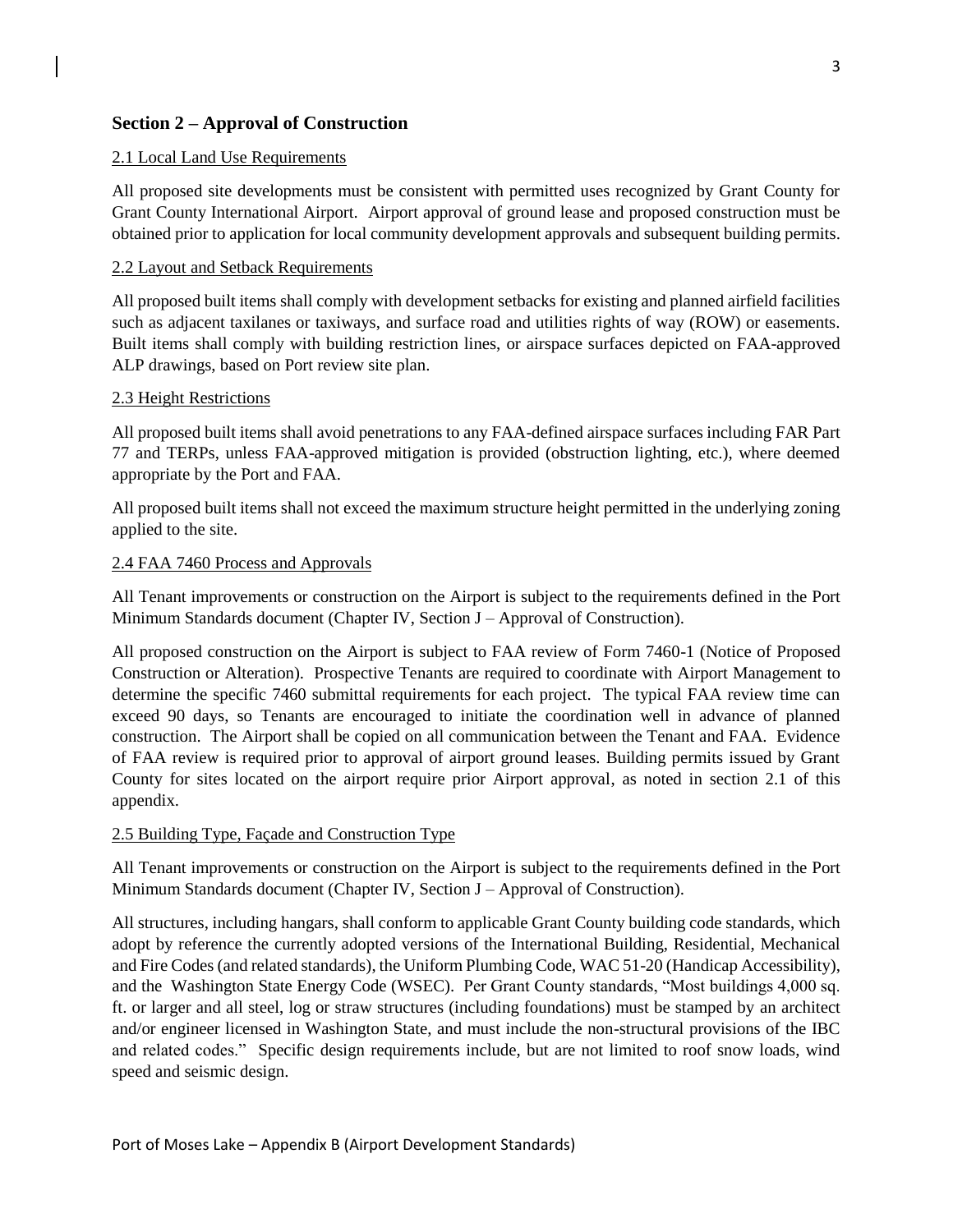## Section 2 – Approval of Construction

### 2.1 Local Land Use Requirements

All proposed site developments must be consistent with permitted uses recognized by Grant County for Grant County International Airport. Airport approval of ground lease and proposed construction must be obtained prior to application for local community development approvals and subsequent building permits.

### 2.2 Layout and Setback Requirements

All proposed built items shall comply with development setbacks for existing and planned airfield facilities such as adjacent taxilanes or taxiways, and surface road and utilities rights of way (ROW) or easements. Built items shall comply with building restriction lines, or airspace surfaces depicted on FAA-approved ALP drawings, based on Port review site plan.

### 2.3 Height Restrictions

All proposed built items shall avoid penetrations to any FAA-defined airspace surfaces including FAR Part 77 and TERPs, unless FAA-approved mitigation is provided (obstruction lighting, etc.), where deemed appropriate by the Port and FAA.

All proposed built items shall not exceed the maximum structure height permitted in the underlying zoning applied to the site.

### 2.4 FAA 7460 Process and Approvals

All Tenant improvements or construction on the Airport is subject to the requirements defined in the Port Minimum Standards document (Chapter IV, Section J – Approval of Construction).

All proposed construction on the Airport is subject to FAA review of Form 7460-1 (Notice of Proposed Construction or Alteration). Prospective Tenants are required to coordinate with Airport Management to determine the specific 7460 submittal requirements for each project. The typical FAA review time can exceed 90 days, so Tenants are encouraged to initiate the coordination well in advance of planned construction. The Airport shall be copied on all communication between the Tenant and FAA. Evidence of FAA review is required prior to approval of airport ground leases. Building permits issued by Grant County for sites located on the airport require prior Airport approval, as noted in section 2.1 of this appendix.

### 2.5 Building Type, Façade and Construction Type

All Tenant improvements or construction on the Airport is subject to the requirements defined in the Port Minimum Standards document (Chapter IV, Section J – Approval of Construction).

All structures, including hangars, shall conform to applicable Grant County building code standards, which adopt by reference the currently adopted versions of the International Building, Residential, Mechanical and Fire Codes (and related standards), the Uniform Plumbing Code, WAC 51-20 (Handicap Accessibility), and the Washington State Energy Code (WSEC). Per Grant County standards, "Most buildings 4,000 sq. ft. or larger and all steel, log or straw structures (including foundations) must be stamped by an architect and/or engineer licensed in Washington State, and must include the non-structural provisions of the IBC and related codes." Specific design requirements include, but are not limited to roof snow loads, wind speed and seismic design.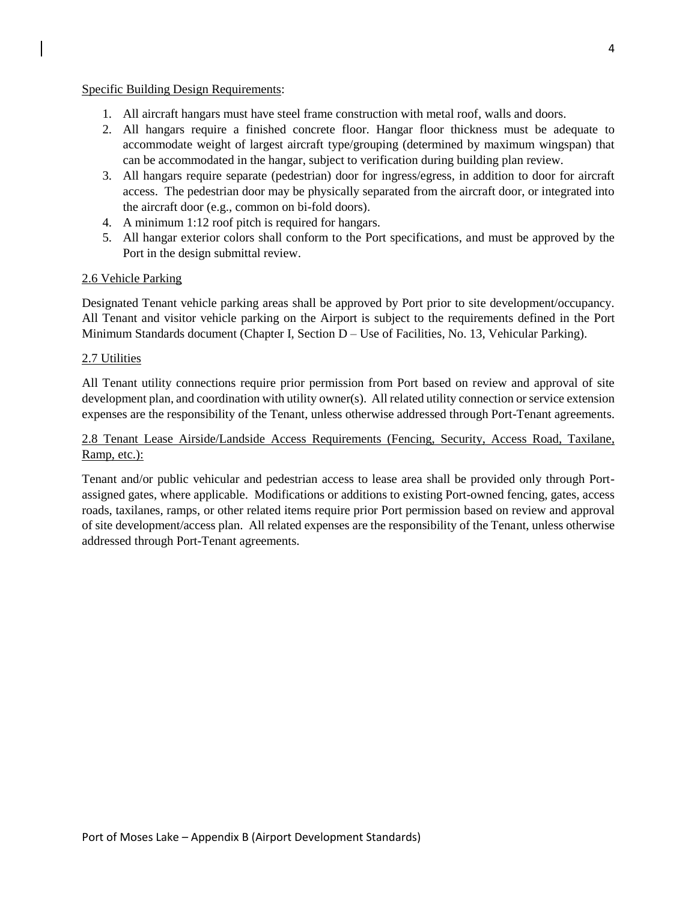Specific Building Design Requirements:

1. All aircraft hangars must have steel frame construction with metal roof, walls and doors.
2. All hangars require a finished concrete floor. Hangar floor thickness must be adequate to accommodate weight of largest aircraft type/grouping (determined by maximum wingspan) that can be accommodated in the hangar, subject to verification during building plan review.
3. All hangars require separate (pedestrian) door for ingress/egress, in addition to door for aircraft access. The pedestrian door may be physically separated from the aircraft door, or integrated into the aircraft door (e.g., common on bi-fold doors).
4. A minimum 1:12 roof pitch is required for hangars.
5. All hangar exterior colors shall conform to the Port specifications, and must be approved by the Port in the design submittal review.

## 2.6 Vehicle Parking

Designated Tenant vehicle parking areas shall be approved by Port prior to site development/occupancy. All Tenant and visitor vehicle parking on the Airport is subject to the requirements defined in the Port Minimum Standards document (Chapter I, Section D – Use of Facilities, No. 13, Vehicular Parking).

## 2.7 Utilities

All Tenant utility connections require prior permission from Port based on review and approval of site development plan, and coordination with utility owner(s). All related utility connection or service extension expenses are the responsibility of the Tenant, unless otherwise addressed through Port-Tenant agreements.

## 2.8 Tenant Lease Airside/Landside Access Requirements (Fencing, Security, Access Road, Taxilane, Ramp, etc.):

Tenant and/or public vehicular and pedestrian access to lease area shall be provided only through Port-assigned gates, where applicable. Modifications or additions to existing Port-owned fencing, gates, access roads, taxilanes, ramps, or other related items require prior Port permission based on review and approval of site development/access plan. All related expenses are the responsibility of the Tenant, unless otherwise addressed through Port-Tenant agreements.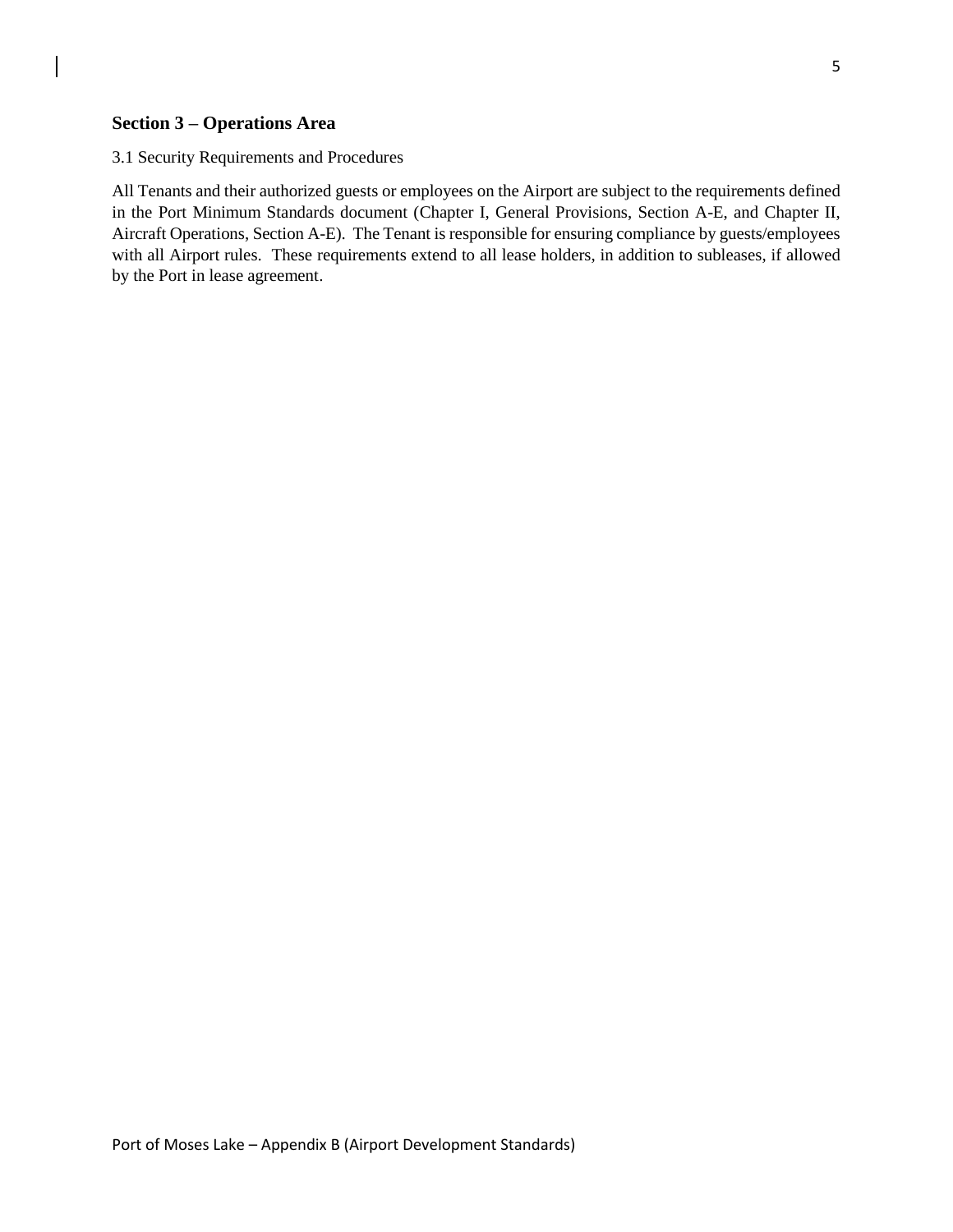## Section 3 – Operations Area

3.1 Security Requirements and Procedures

All Tenants and their authorized guests or employees on the Airport are subject to the requirements defined in the Port Minimum Standards document (Chapter I, General Provisions, Section A-E, and Chapter II, Aircraft Operations, Section A-E). The Tenant is responsible for ensuring compliance by guests/employees with all Airport rules. These requirements extend to all lease holders, in addition to subleases, if allowed by the Port in lease agreement.